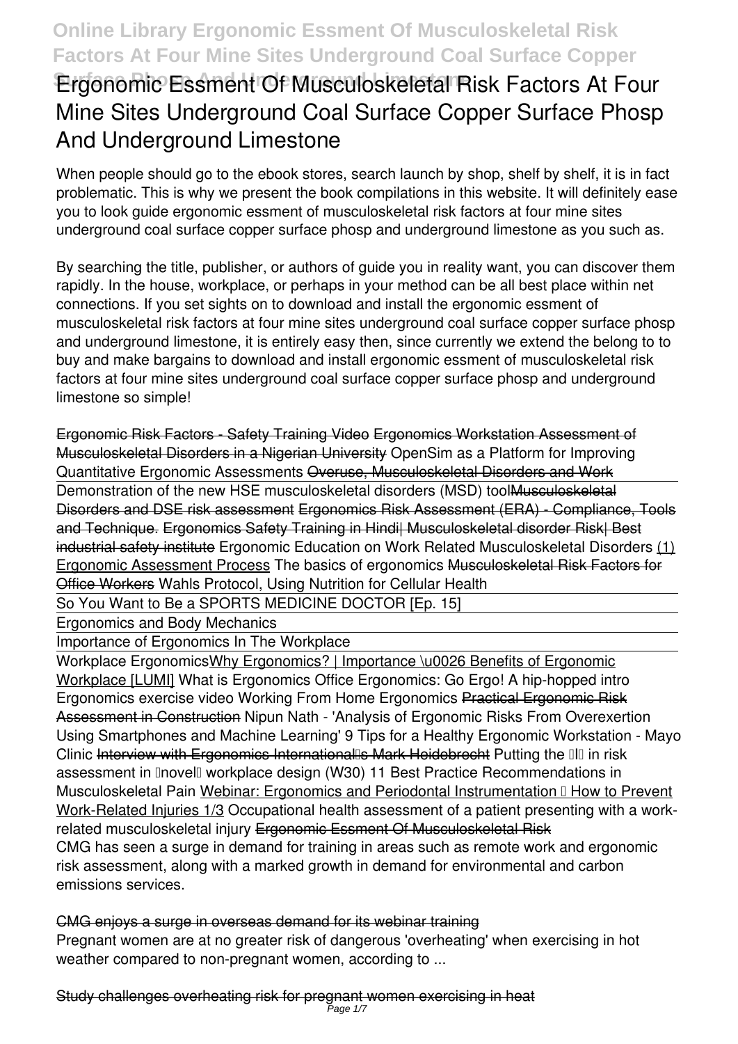# Ergonomic Essment Of Musculoskeletal Risk Factors At Four Mine Sites Underground Coal Surface Copper Surface Phosp And Underground Limestone

When people should go to the ebook stores, search launch by shop, shelf by shelf, it is in fact problematic. This is why we present the book compilations in this website. It will definitely ease you to look guide ergonomic essment of musculoskeletal risk factors at four mine sites underground coal surface copper surface phosp and underground limestone as you such as.

By searching the title, publisher, or authors of guide you in reality want, you can discover them rapidly. In the house, workplace, or perhaps in your method can be all best place within net connections. If you set sights on to download and install the ergonomic essment of musculoskeletal risk factors at four mine sites underground coal surface copper surface phosp and underground limestone, it is entirely easy then, since currently we extend the belong to to buy and make bargains to download and install ergonomic essment of musculoskeletal risk factors at four mine sites underground coal surface copper surface phosp and underground limestone so simple!

~~Ergonomic Risk Factors - Safety Training Video~~ ~~Ergonomics Workstation Assessment of Musculoskeletal Disorders in a Nigerian University~~ OpenSim as a Platform for Improving Quantitative Ergonomic Assessments ~~Overuse, Musculoskeletal Disorders and Work~~

Demonstration of the new HSE musculoskeletal disorders (MSD) tool ~~Musculoskeletal Disorders and DSE risk assessment~~ ~~Ergonomics Risk Assessment (ERA) - Compliance, Tools and Technique.~~ ~~Ergonomics Safety Training in Hindi| Musculoskeletal disorder Risk| Best industrial safety institute~~ Ergonomic Education on Work Related Musculoskeletal Disorders (1) Ergonomic Assessment Process The basics of ergonomics ~~Musculoskeletal Risk Factors for Office Workers~~ Wahls Protocol, Using Nutrition for Cellular Health

So You Want to Be a SPORTS MEDICINE DOCTOR [Ep. 15]

Ergonomics and Body Mechanics

Importance of Ergonomics In The Workplace

Workplace Ergonomics Why Ergonomics? | Importance \u0026 Benefits of Ergonomic Workplace [LUMI] What is Ergonomics Office Ergonomics: Go Ergo! A hip-hopped intro Ergonomics exercise video Working From Home Ergonomics ~~Practical Ergonomic Risk Assessment in Construction~~ Nipun Nath - 'Analysis of Ergonomic Risks From Overexertion Using Smartphones and Machine Learning' 9 Tips for a Healthy Ergonomic Workstation - Mayo Clinic ~~Interview with Ergonomics International's Mark Heidebrecht~~ Putting the 'I' in risk assessment in 'novel' workplace design (W30) 11 Best Practice Recommendations in Musculoskeletal Pain Webinar: Ergonomics and Periodontal Instrumentation – How to Prevent Work-Related Injuries 1/3 Occupational health assessment of a patient presenting with a work-related musculoskeletal injury ~~Ergonomic Essment Of Musculoskeletal Risk~~

CMG has seen a surge in demand for training in areas such as remote work and ergonomic risk assessment, along with a marked growth in demand for environmental and carbon emissions services.

~~CMG enjoys a surge in overseas demand for its webinar training~~

Pregnant women are at no greater risk of dangerous 'overheating' when exercising in hot weather compared to non-pregnant women, according to ...

~~Study challenges overheating risk for pregnant women exercising in heat~~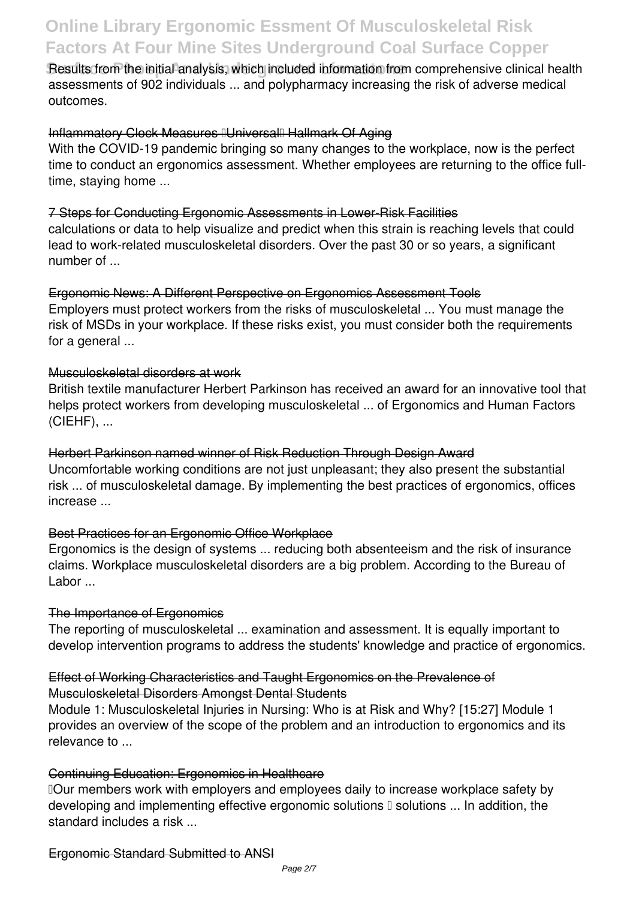Results from the initial analysis, which included information from comprehensive clinical health assessments of 902 individuals ... and polypharmacy increasing the risk of adverse medical outcomes.

### Inflammatory Clock Measures 'Universal' Hallmark Of Aging

With the COVID-19 pandemic bringing so many changes to the workplace, now is the perfect time to conduct an ergonomics assessment. Whether employees are returning to the office full-time, staying home ...

### 7 Steps for Conducting Ergonomic Assessments in Lower-Risk Facilities

calculations or data to help visualize and predict when this strain is reaching levels that could lead to work-related musculoskeletal disorders. Over the past 30 or so years, a significant number of ...

### Ergonomic News: A Different Perspective on Ergonomics Assessment Tools

Employers must protect workers from the risks of musculoskeletal ... You must manage the risk of MSDs in your workplace. If these risks exist, you must consider both the requirements for a general ...

### Musculoskeletal disorders at work

British textile manufacturer Herbert Parkinson has received an award for an innovative tool that helps protect workers from developing musculoskeletal ... of Ergonomics and Human Factors (CIEHF), ...

### Herbert Parkinson named winner of Risk Reduction Through Design Award

Uncomfortable working conditions are not just unpleasant; they also present the substantial risk ... of musculoskeletal damage. By implementing the best practices of ergonomics, offices increase ...

### Best Practices for an Ergonomic Office Workplace

Ergonomics is the design of systems ... reducing both absenteeism and the risk of insurance claims. Workplace musculoskeletal disorders are a big problem. According to the Bureau of Labor ...

### The Importance of Ergonomics

The reporting of musculoskeletal ... examination and assessment. It is equally important to develop intervention programs to address the students' knowledge and practice of ergonomics.

### Effect of Working Characteristics and Taught Ergonomics on the Prevalence of Musculoskeletal Disorders Amongst Dental Students

Module 1: Musculoskeletal Injuries in Nursing: Who is at Risk and Why? [15:27] Module 1 provides an overview of the scope of the problem and an introduction to ergonomics and its relevance to ...

### Continuing Education: Ergonomics in Healthcare

"Our members work with employers and employees daily to increase workplace safety by developing and implementing effective ergonomic solutions – solutions ... In addition, the standard includes a risk ...

### Ergonomic Standard Submitted to ANSI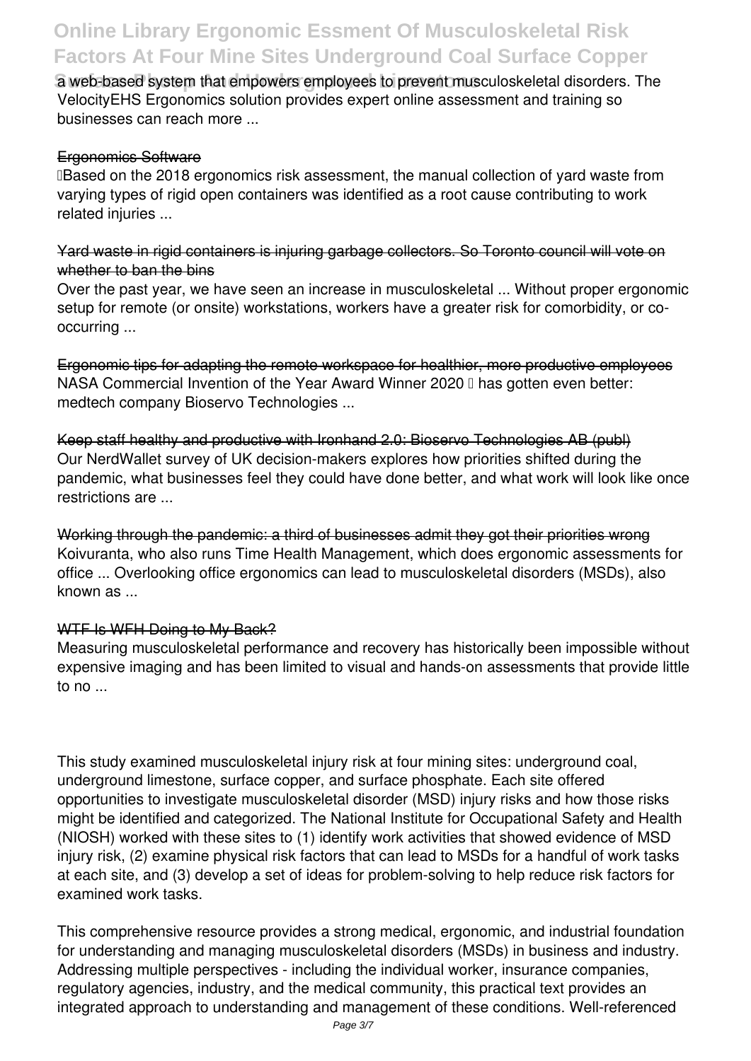a web-based system that empowers employees to prevent musculoskeletal disorders. The VelocityEHS Ergonomics solution provides expert online assessment and training so businesses can reach more ...

## Ergonomics Software

Based on the 2018 ergonomics risk assessment, the manual collection of yard waste from varying types of rigid open containers was identified as a root cause contributing to work related injuries ...

## Yard waste in rigid containers is injuring garbage collectors. So Toronto council will vote on whether to ban the bins

Over the past year, we have seen an increase in musculoskeletal ... Without proper ergonomic setup for remote (or onsite) workstations, workers have a greater risk for comorbidity, or co-occurring ...

## Ergonomic tips for adapting the remote workspace for healthier, more productive employees

NASA Commercial Invention of the Year Award Winner 2020 has gotten even better: medtech company Bioservo Technologies ...

## Keep staff healthy and productive with Ironhand 2.0: Bioservo Technologies AB (publ)

Our NerdWallet survey of UK decision-makers explores how priorities shifted during the pandemic, what businesses feel they could have done better, and what work will look like once restrictions are ...

## Working through the pandemic: a third of businesses admit they got their priorities wrong

Koivuranta, who also runs Time Health Management, which does ergonomic assessments for office ... Overlooking office ergonomics can lead to musculoskeletal disorders (MSDs), also known as ...

## WTF Is WFH Doing to My Back?

Measuring musculoskeletal performance and recovery has historically been impossible without expensive imaging and has been limited to visual and hands-on assessments that provide little to no ...

This study examined musculoskeletal injury risk at four mining sites: underground coal, underground limestone, surface copper, and surface phosphate. Each site offered opportunities to investigate musculoskeletal disorder (MSD) injury risks and how those risks might be identified and categorized. The National Institute for Occupational Safety and Health (NIOSH) worked with these sites to (1) identify work activities that showed evidence of MSD injury risk, (2) examine physical risk factors that can lead to MSDs for a handful of work tasks at each site, and (3) develop a set of ideas for problem-solving to help reduce risk factors for examined work tasks.

This comprehensive resource provides a strong medical, ergonomic, and industrial foundation for understanding and managing musculoskeletal disorders (MSDs) in business and industry. Addressing multiple perspectives - including the individual worker, insurance companies, regulatory agencies, industry, and the medical community, this practical text provides an integrated approach to understanding and management of these conditions. Well-referenced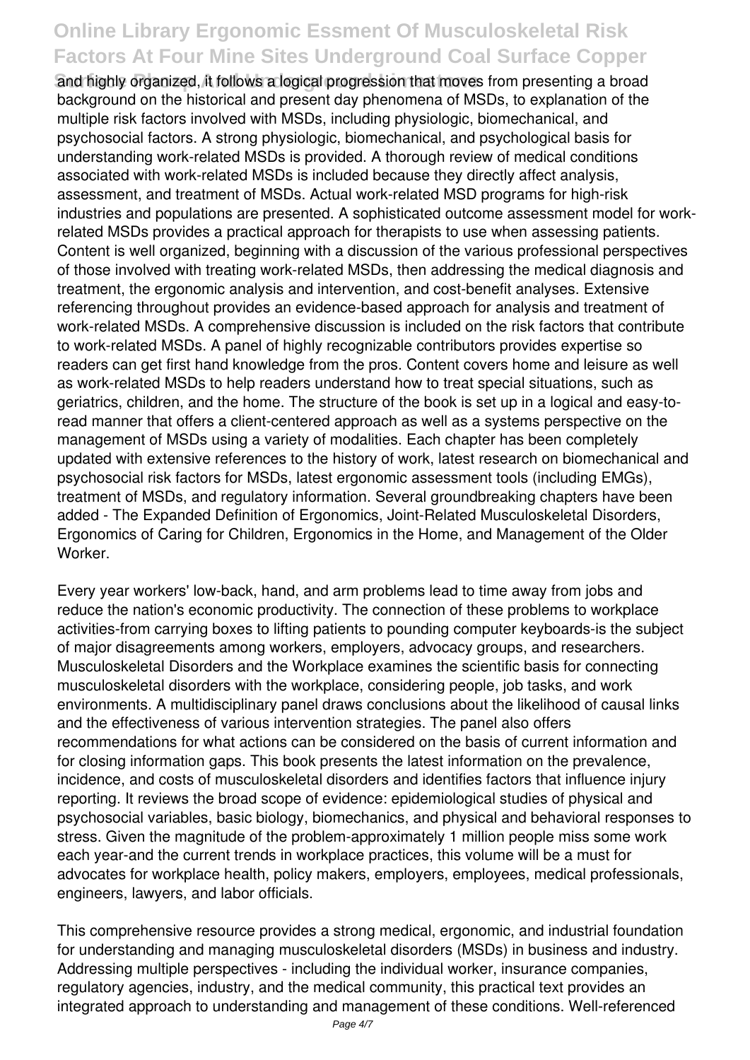and highly organized, it follows a logical progression that moves from presenting a broad background on the historical and present day phenomena of MSDs, to explanation of the multiple risk factors involved with MSDs, including physiologic, biomechanical, and psychosocial factors. A strong physiologic, biomechanical, and psychological basis for understanding work-related MSDs is provided. A thorough review of medical conditions associated with work-related MSDs is included because they directly affect analysis, assessment, and treatment of MSDs. Actual work-related MSD programs for high-risk industries and populations are presented. A sophisticated outcome assessment model for work-related MSDs provides a practical approach for therapists to use when assessing patients. Content is well organized, beginning with a discussion of the various professional perspectives of those involved with treating work-related MSDs, then addressing the medical diagnosis and treatment, the ergonomic analysis and intervention, and cost-benefit analyses. Extensive referencing throughout provides an evidence-based approach for analysis and treatment of work-related MSDs. A comprehensive discussion is included on the risk factors that contribute to work-related MSDs. A panel of highly recognizable contributors provides expertise so readers can get first hand knowledge from the pros. Content covers home and leisure as well as work-related MSDs to help readers understand how to treat special situations, such as geriatrics, children, and the home. The structure of the book is set up in a logical and easy-to-read manner that offers a client-centered approach as well as a systems perspective on the management of MSDs using a variety of modalities. Each chapter has been completely updated with extensive references to the history of work, latest research on biomechanical and psychosocial risk factors for MSDs, latest ergonomic assessment tools (including EMGs), treatment of MSDs, and regulatory information. Several groundbreaking chapters have been added - The Expanded Definition of Ergonomics, Joint-Related Musculoskeletal Disorders, Ergonomics of Caring for Children, Ergonomics in the Home, and Management of the Older Worker.

Every year workers' low-back, hand, and arm problems lead to time away from jobs and reduce the nation's economic productivity. The connection of these problems to workplace activities-from carrying boxes to lifting patients to pounding computer keyboards-is the subject of major disagreements among workers, employers, advocacy groups, and researchers. Musculoskeletal Disorders and the Workplace examines the scientific basis for connecting musculoskeletal disorders with the workplace, considering people, job tasks, and work environments. A multidisciplinary panel draws conclusions about the likelihood of causal links and the effectiveness of various intervention strategies. The panel also offers recommendations for what actions can be considered on the basis of current information and for closing information gaps. This book presents the latest information on the prevalence, incidence, and costs of musculoskeletal disorders and identifies factors that influence injury reporting. It reviews the broad scope of evidence: epidemiological studies of physical and psychosocial variables, basic biology, biomechanics, and physical and behavioral responses to stress. Given the magnitude of the problem-approximately 1 million people miss some work each year-and the current trends in workplace practices, this volume will be a must for advocates for workplace health, policy makers, employers, employees, medical professionals, engineers, lawyers, and labor officials.

This comprehensive resource provides a strong medical, ergonomic, and industrial foundation for understanding and managing musculoskeletal disorders (MSDs) in business and industry. Addressing multiple perspectives - including the individual worker, insurance companies, regulatory agencies, industry, and the medical community, this practical text provides an integrated approach to understanding and management of these conditions. Well-referenced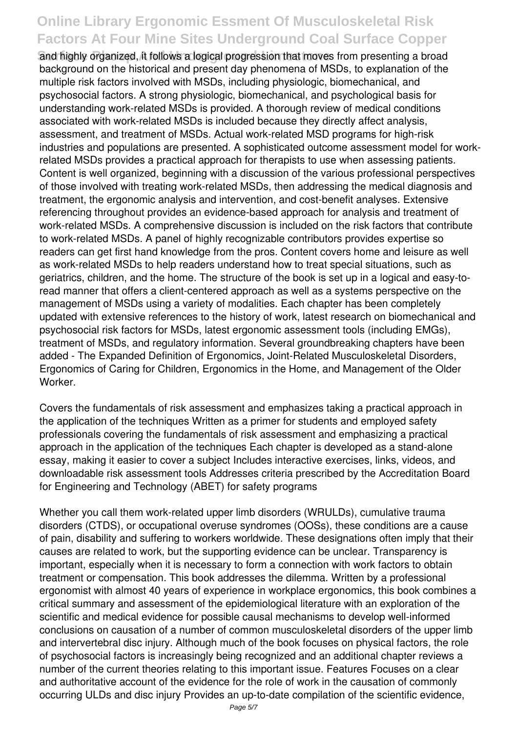and highly organized, it follows a logical progression that moves from presenting a broad background on the historical and present day phenomena of MSDs, to explanation of the multiple risk factors involved with MSDs, including physiologic, biomechanical, and psychosocial factors. A strong physiologic, biomechanical, and psychological basis for understanding work-related MSDs is provided. A thorough review of medical conditions associated with work-related MSDs is included because they directly affect analysis, assessment, and treatment of MSDs. Actual work-related MSD programs for high-risk industries and populations are presented. A sophisticated outcome assessment model for work-related MSDs provides a practical approach for therapists to use when assessing patients. Content is well organized, beginning with a discussion of the various professional perspectives of those involved with treating work-related MSDs, then addressing the medical diagnosis and treatment, the ergonomic analysis and intervention, and cost-benefit analyses. Extensive referencing throughout provides an evidence-based approach for analysis and treatment of work-related MSDs. A comprehensive discussion is included on the risk factors that contribute to work-related MSDs. A panel of highly recognizable contributors provides expertise so readers can get first hand knowledge from the pros. Content covers home and leisure as well as work-related MSDs to help readers understand how to treat special situations, such as geriatrics, children, and the home. The structure of the book is set up in a logical and easy-to-read manner that offers a client-centered approach as well as a systems perspective on the management of MSDs using a variety of modalities. Each chapter has been completely updated with extensive references to the history of work, latest research on biomechanical and psychosocial risk factors for MSDs, latest ergonomic assessment tools (including EMGs), treatment of MSDs, and regulatory information. Several groundbreaking chapters have been added - The Expanded Definition of Ergonomics, Joint-Related Musculoskeletal Disorders, Ergonomics of Caring for Children, Ergonomics in the Home, and Management of the Older Worker.

Covers the fundamentals of risk assessment and emphasizes taking a practical approach in the application of the techniques Written as a primer for students and employed safety professionals covering the fundamentals of risk assessment and emphasizing a practical approach in the application of the techniques Each chapter is developed as a stand-alone essay, making it easier to cover a subject Includes interactive exercises, links, videos, and downloadable risk assessment tools Addresses criteria prescribed by the Accreditation Board for Engineering and Technology (ABET) for safety programs

Whether you call them work-related upper limb disorders (WRULDs), cumulative trauma disorders (CTDS), or occupational overuse syndromes (OOSs), these conditions are a cause of pain, disability and suffering to workers worldwide. These designations often imply that their causes are related to work, but the supporting evidence can be unclear. Transparency is important, especially when it is necessary to form a connection with work factors to obtain treatment or compensation. This book addresses the dilemma. Written by a professional ergonomist with almost 40 years of experience in workplace ergonomics, this book combines a critical summary and assessment of the epidemiological literature with an exploration of the scientific and medical evidence for possible causal mechanisms to develop well-informed conclusions on causation of a number of common musculoskeletal disorders of the upper limb and intervertebral disc injury. Although much of the book focuses on physical factors, the role of psychosocial factors is increasingly being recognized and an additional chapter reviews a number of the current theories relating to this important issue. Features Focuses on a clear and authoritative account of the evidence for the role of work in the causation of commonly occurring ULDs and disc injury Provides an up-to-date compilation of the scientific evidence,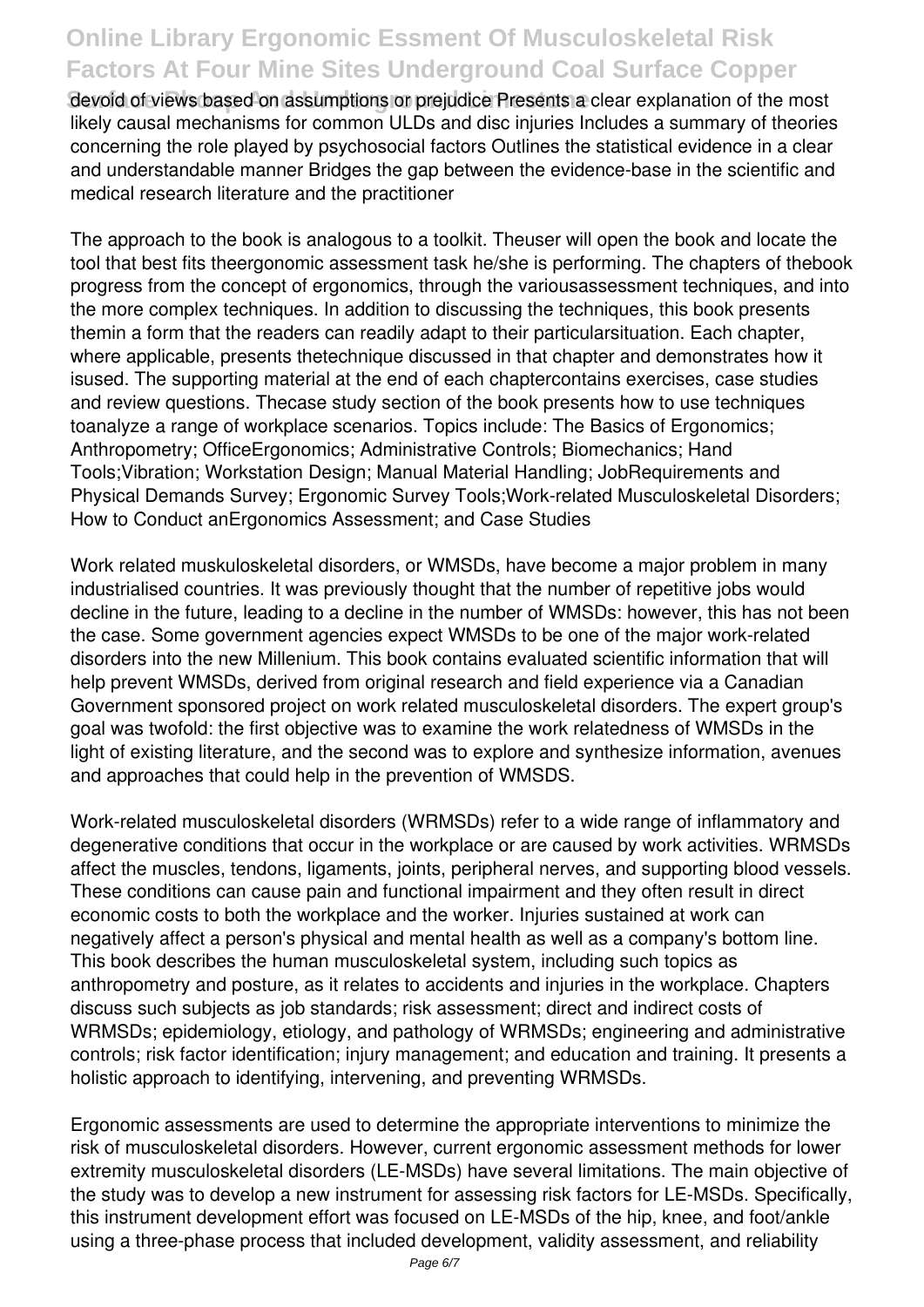devoid of views based on assumptions or prejudice Presents a clear explanation of the most likely causal mechanisms for common ULDs and disc injuries Includes a summary of theories concerning the role played by psychosocial factors Outlines the statistical evidence in a clear and understandable manner Bridges the gap between the evidence-base in the scientific and medical research literature and the practitioner

The approach to the book is analogous to a toolkit. Theuser will open the book and locate the tool that best fits theergonomic assessment task he/she is performing. The chapters of thebook progress from the concept of ergonomics, through the variousassessment techniques, and into the more complex techniques. In addition to discussing the techniques, this book presents themin a form that the readers can readily adapt to their particularsituation. Each chapter, where applicable, presents thetechnique discussed in that chapter and demonstrates how it isused. The supporting material at the end of each chaptercontains exercises, case studies and review questions. Thecase study section of the book presents how to use techniques toanalyze a range of workplace scenarios. Topics include: The Basics of Ergonomics; Anthropometry; OfficeErgonomics; Administrative Controls; Biomechanics; Hand Tools;Vibration; Workstation Design; Manual Material Handling; JobRequirements and Physical Demands Survey; Ergonomic Survey Tools;Work-related Musculoskeletal Disorders; How to Conduct anErgonomics Assessment; and Case Studies

Work related muskuloskeletal disorders, or WMSDs, have become a major problem in many industrialised countries. It was previously thought that the number of repetitive jobs would decline in the future, leading to a decline in the number of WMSDs: however, this has not been the case. Some government agencies expect WMSDs to be one of the major work-related disorders into the new Millenium. This book contains evaluated scientific information that will help prevent WMSDs, derived from original research and field experience via a Canadian Government sponsored project on work related musculoskeletal disorders. The expert group's goal was twofold: the first objective was to examine the work relatedness of WMSDs in the light of existing literature, and the second was to explore and synthesize information, avenues and approaches that could help in the prevention of WMSDS.

Work-related musculoskeletal disorders (WRMSDs) refer to a wide range of inflammatory and degenerative conditions that occur in the workplace or are caused by work activities. WRMSDs affect the muscles, tendons, ligaments, joints, peripheral nerves, and supporting blood vessels. These conditions can cause pain and functional impairment and they often result in direct economic costs to both the workplace and the worker. Injuries sustained at work can negatively affect a person's physical and mental health as well as a company's bottom line. This book describes the human musculoskeletal system, including such topics as anthropometry and posture, as it relates to accidents and injuries in the workplace. Chapters discuss such subjects as job standards; risk assessment; direct and indirect costs of WRMSDs; epidemiology, etiology, and pathology of WRMSDs; engineering and administrative controls; risk factor identification; injury management; and education and training. It presents a holistic approach to identifying, intervening, and preventing WRMSDs.

Ergonomic assessments are used to determine the appropriate interventions to minimize the risk of musculoskeletal disorders. However, current ergonomic assessment methods for lower extremity musculoskeletal disorders (LE-MSDs) have several limitations. The main objective of the study was to develop a new instrument for assessing risk factors for LE-MSDs. Specifically, this instrument development effort was focused on LE-MSDs of the hip, knee, and foot/ankle using a three-phase process that included development, validity assessment, and reliability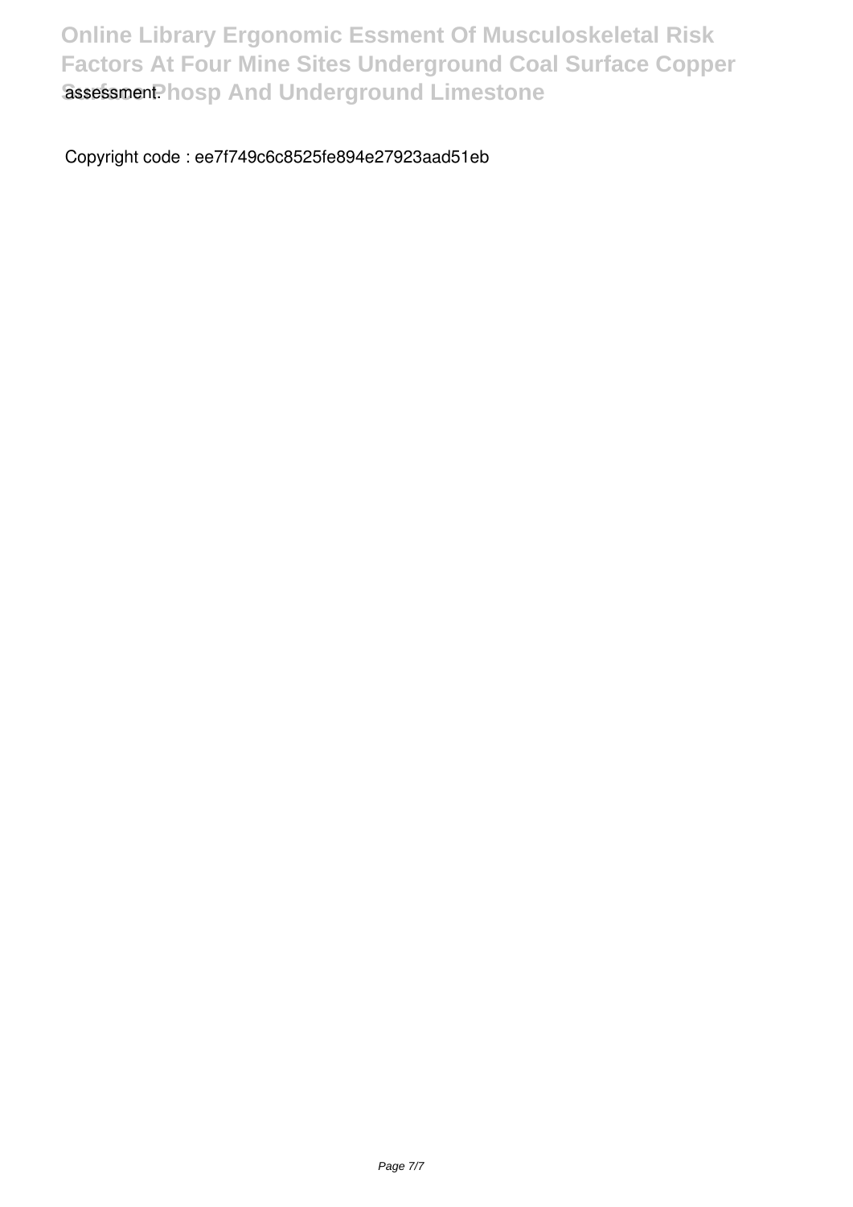assessment.

Copyright code : ee7f749c6c8525fe894e27923aad51eb